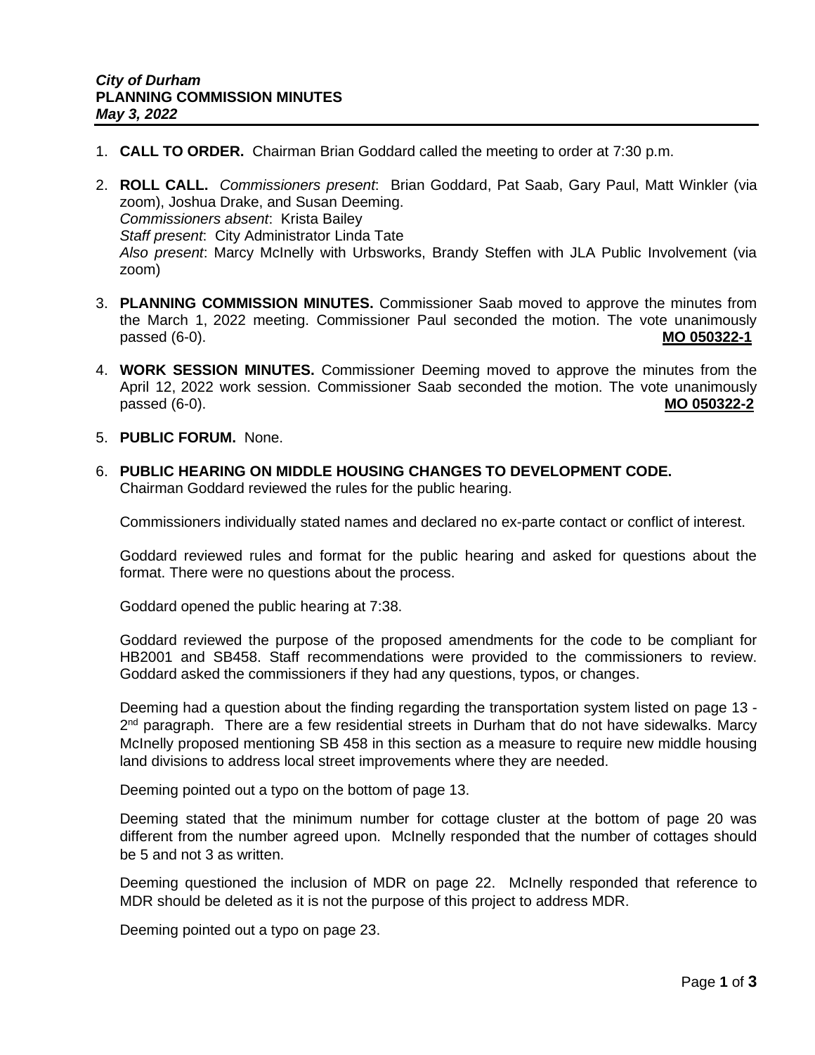***City of Durham***
**PLANNING COMMISSION MINUTES**
***May 3, 2022***

1. **CALL TO ORDER.** Chairman Brian Goddard called the meeting to order at 7:30 p.m.

2. **ROLL CALL.** *Commissioners present*: Brian Goddard, Pat Saab, Gary Paul, Matt Winkler (via zoom), Joshua Drake, and Susan Deeming.
   *Commissioners absent*: Krista Bailey
   *Staff present*: City Administrator Linda Tate
   *Also present*: Marcy McInelly with Urbsworks, Brandy Steffen with JLA Public Involvement (via zoom)

3. **PLANNING COMMISSION MINUTES.** Commissioner Saab moved to approve the minutes from the March 1, 2022 meeting. Commissioner Paul seconded the motion. The vote unanimously passed (6-0). **MO 050322-1**

4. **WORK SESSION MINUTES.** Commissioner Deeming moved to approve the minutes from the April 12, 2022 work session. Commissioner Saab seconded the motion. The vote unanimously passed (6-0). **MO 050322-2**

5. **PUBLIC FORUM.** None.

6. **PUBLIC HEARING ON MIDDLE HOUSING CHANGES TO DEVELOPMENT CODE.**
   Chairman Goddard reviewed the rules for the public hearing.

   Commissioners individually stated names and declared no ex-parte contact or conflict of interest.

   Goddard reviewed rules and format for the public hearing and asked for questions about the format. There were no questions about the process.

   Goddard opened the public hearing at 7:38.

   Goddard reviewed the purpose of the proposed amendments for the code to be compliant for HB2001 and SB458. Staff recommendations were provided to the commissioners to review. Goddard asked the commissioners if they had any questions, typos, or changes.

   Deeming had a question about the finding regarding the transportation system listed on page 13 - 2nd paragraph. There are a few residential streets in Durham that do not have sidewalks. Marcy McInelly proposed mentioning SB 458 in this section as a measure to require new middle housing land divisions to address local street improvements where they are needed.

   Deeming pointed out a typo on the bottom of page 13.

   Deeming stated that the minimum number for cottage cluster at the bottom of page 20 was different from the number agreed upon. McInelly responded that the number of cottages should be 5 and not 3 as written.

   Deeming questioned the inclusion of MDR on page 22. McInelly responded that reference to MDR should be deleted as it is not the purpose of this project to address MDR.

   Deeming pointed out a typo on page 23.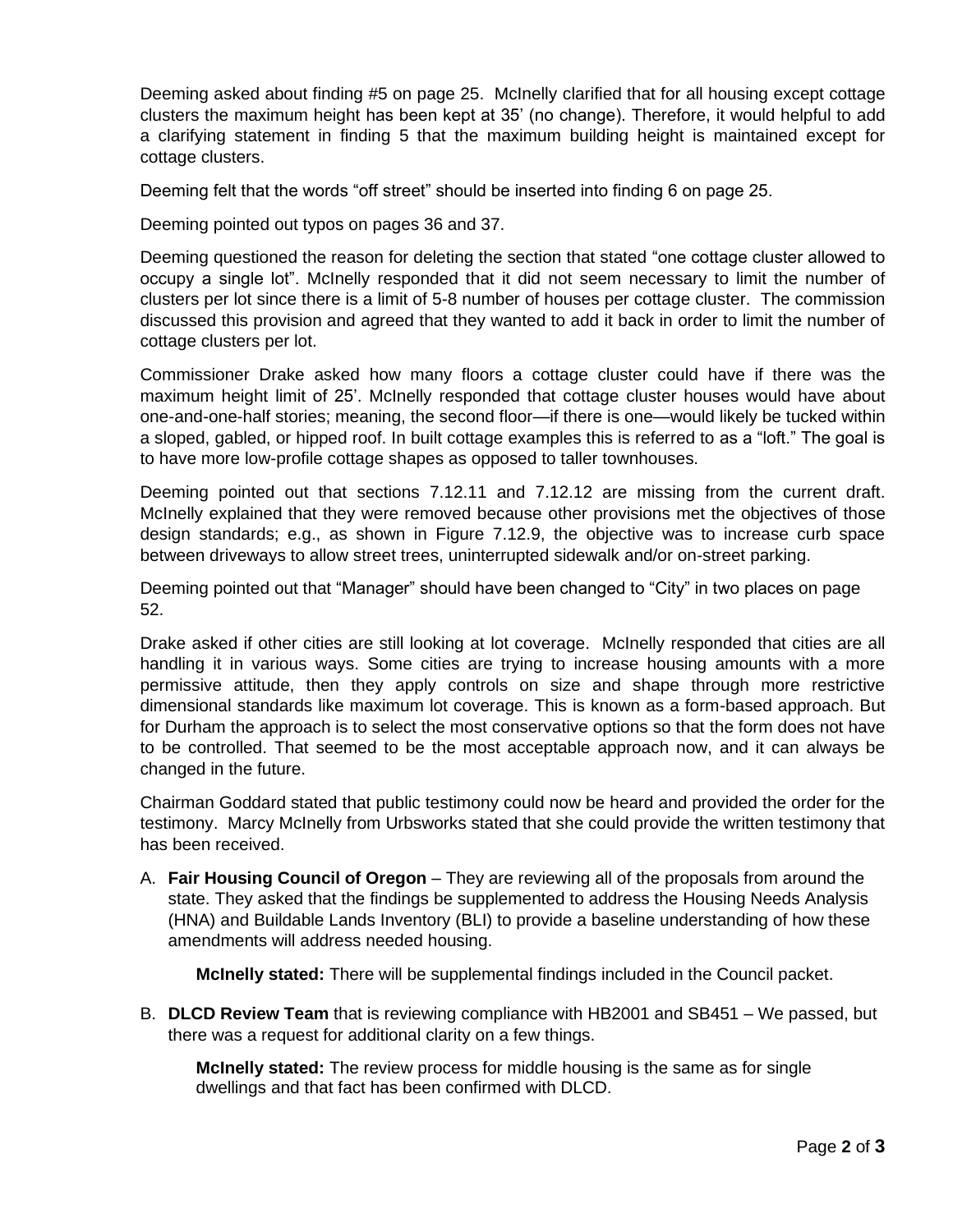Deeming asked about finding #5 on page 25. McInelly clarified that for all housing except cottage clusters the maximum height has been kept at 35' (no change). Therefore, it would helpful to add a clarifying statement in finding 5 that the maximum building height is maintained except for cottage clusters.

Deeming felt that the words "off street" should be inserted into finding 6 on page 25.

Deeming pointed out typos on pages 36 and 37.

Deeming questioned the reason for deleting the section that stated "one cottage cluster allowed to occupy a single lot". McInelly responded that it did not seem necessary to limit the number of clusters per lot since there is a limit of 5-8 number of houses per cottage cluster. The commission discussed this provision and agreed that they wanted to add it back in order to limit the number of cottage clusters per lot.

Commissioner Drake asked how many floors a cottage cluster could have if there was the maximum height limit of 25'. McInelly responded that cottage cluster houses would have about one-and-one-half stories; meaning, the second floor—if there is one—would likely be tucked within a sloped, gabled, or hipped roof. In built cottage examples this is referred to as a "loft." The goal is to have more low-profile cottage shapes as opposed to taller townhouses.

Deeming pointed out that sections 7.12.11 and 7.12.12 are missing from the current draft. McInelly explained that they were removed because other provisions met the objectives of those design standards; e.g., as shown in Figure 7.12.9, the objective was to increase curb space between driveways to allow street trees, uninterrupted sidewalk and/or on-street parking.

Deeming pointed out that "Manager" should have been changed to "City" in two places on page 52.

Drake asked if other cities are still looking at lot coverage. McInelly responded that cities are all handling it in various ways. Some cities are trying to increase housing amounts with a more permissive attitude, then they apply controls on size and shape through more restrictive dimensional standards like maximum lot coverage. This is known as a form-based approach. But for Durham the approach is to select the most conservative options so that the form does not have to be controlled. That seemed to be the most acceptable approach now, and it can always be changed in the future.

Chairman Goddard stated that public testimony could now be heard and provided the order for the testimony. Marcy McInelly from Urbsworks stated that she could provide the written testimony that has been received.

A. **Fair Housing Council of Oregon** – They are reviewing all of the proposals from around the state. They asked that the findings be supplemented to address the Housing Needs Analysis (HNA) and Buildable Lands Inventory (BLI) to provide a baseline understanding of how these amendments will address needed housing.

   **McInelly stated:** There will be supplemental findings included in the Council packet.

B. **DLCD Review Team** that is reviewing compliance with HB2001 and SB451 – We passed, but there was a request for additional clarity on a few things.

   **McInelly stated:** The review process for middle housing is the same as for single dwellings and that fact has been confirmed with DLCD.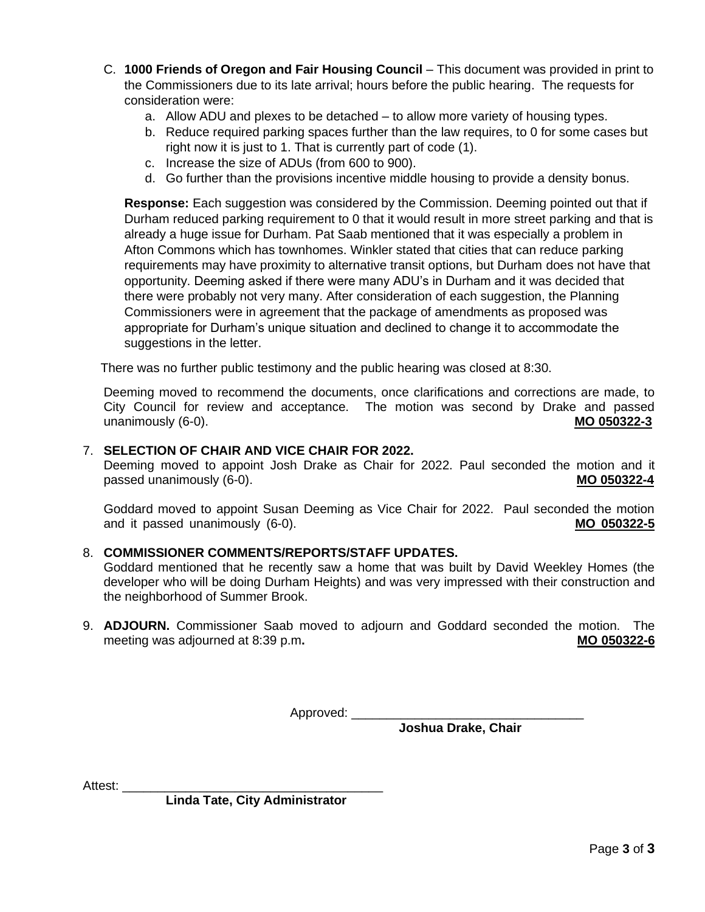C. **1000 Friends of Oregon and Fair Housing Council** – This document was provided in print to the Commissioners due to its late arrival; hours before the public hearing. The requests for consideration were:
   a. Allow ADU and plexes to be detached – to allow more variety of housing types.
   b. Reduce required parking spaces further than the law requires, to 0 for some cases but right now it is just to 1. That is currently part of code (1).
   c. Increase the size of ADUs (from 600 to 900).
   d. Go further than the provisions incentive middle housing to provide a density bonus.

   **Response:** Each suggestion was considered by the Commission. Deeming pointed out that if Durham reduced parking requirement to 0 that it would result in more street parking and that is already a huge issue for Durham. Pat Saab mentioned that it was especially a problem in Afton Commons which has townhomes. Winkler stated that cities that can reduce parking requirements may have proximity to alternative transit options, but Durham does not have that opportunity. Deeming asked if there were many ADU's in Durham and it was decided that there were probably not very many. After consideration of each suggestion, the Planning Commissioners were in agreement that the package of amendments as proposed was appropriate for Durham's unique situation and declined to change it to accommodate the suggestions in the letter.

There was no further public testimony and the public hearing was closed at 8:30.

Deeming moved to recommend the documents, once clarifications and corrections are made, to City Council for review and acceptance. The motion was second by Drake and passed unanimously (6-0). **MO 050322-3**

7. **SELECTION OF CHAIR AND VICE CHAIR FOR 2022.**
   Deeming moved to appoint Josh Drake as Chair for 2022. Paul seconded the motion and it passed unanimously (6-0). **MO 050322-4**

   Goddard moved to appoint Susan Deeming as Vice Chair for 2022. Paul seconded the motion and it passed unanimously (6-0). **MO 050322-5**

8. **COMMISSIONER COMMENTS/REPORTS/STAFF UPDATES.**
   Goddard mentioned that he recently saw a home that was built by David Weekley Homes (the developer who will be doing Durham Heights) and was very impressed with their construction and the neighborhood of Summer Brook.

9. **ADJOURN.** Commissioner Saab moved to adjourn and Goddard seconded the motion. The meeting was adjourned at 8:39 p.m**.** **MO 050322-6**

Approved: ________________________________
**Joshua Drake, Chair**

Attest: ____________________________________
**Linda Tate, City Administrator**